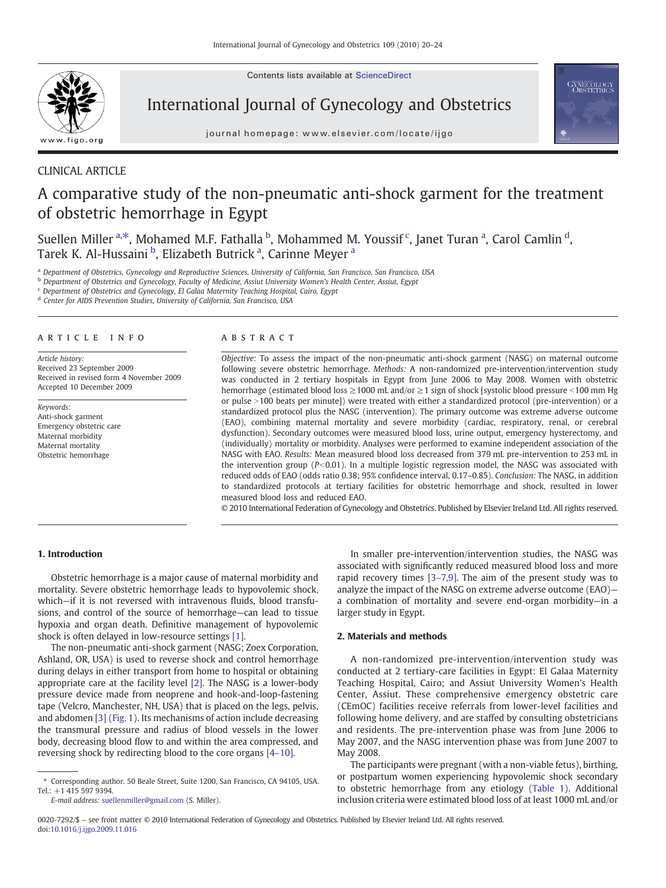CLINICAL ARTICLE

# A comparative study of the non-pneumatic anti-shock garment for the treatment of obstetric hemorrhage in Egypt

Suellen Miller [a,*], Mohamed M.F. Fathalla [b], Mohammed M. Youssif [c], Janet Turan [a], Carol Camlin [d], Tarek K. Al-Hussaini [b], Elizabeth Butrick [a], Carinne Meyer [a]

[a] Department of Obstetrics, Gynecology and Reproductive Sciences, University of California, San Francisco, San Francisco, USA
[b] Department of Obstetrics and Gynecology, Faculty of Medicine, Assiut University Women's Health Center, Assiut, Egypt
[c] Department of Obstetrics and Gynecology, El Galaa Maternity Teaching Hospital, Cairo, Egypt
[d] Center for AIDS Prevention Studies, University of California, San Francisco, USA

## ARTICLE INFO

*Article history:*
Received 23 September 2009
Received in revised form 4 November 2009
Accepted 10 December 2009

*Keywords:*
Anti-shock garment
Emergency obstetric care
Maternal morbidity
Maternal mortality
Obstetric hemorrhage

## ABSTRACT

*Objective:* To assess the impact of the non-pneumatic anti-shock garment (NASG) on maternal outcome following severe obstetric hemorrhage. *Methods:* A non-randomized pre-intervention/intervention study was conducted in 2 tertiary hospitals in Egypt from June 2006 to May 2008. Women with obstetric hemorrhage (estimated blood loss ≥1000 mL and/or ≥1 sign of shock [systolic blood pressure <100 mm Hg or pulse >100 beats per minute]) were treated with either a standardized protocol (pre-intervention) or a standardized protocol plus the NASG (intervention). The primary outcome was extreme adverse outcome (EAO), combining maternal mortality and severe morbidity (cardiac, respiratory, renal, or cerebral dysfunction). Secondary outcomes were measured blood loss, urine output, emergency hysterectomy, and (individually) mortality or morbidity. Analyses were performed to examine independent association of the NASG with EAO. *Results:* Mean measured blood loss decreased from 379 mL pre-intervention to 253 mL in the intervention group ($P<0.01$). In a multiple logistic regression model, the NASG was associated with reduced odds of EAO (odds ratio 0.38; 95% confidence interval, 0.17–0.85). *Conclusion:* The NASG, in addition to standardized protocols at tertiary facilities for obstetric hemorrhage and shock, resulted in lower measured blood loss and reduced EAO.

© 2010 International Federation of Gynecology and Obstetrics. Published by Elsevier Ireland Ltd. All rights reserved.

## 1. Introduction

Obstetric hemorrhage is a major cause of maternal morbidity and mortality. Severe obstetric hemorrhage leads to hypovolemic shock, which—if it is not reversed with intravenous fluids, blood transfusions, and control of the source of hemorrhage—can lead to tissue hypoxia and organ death. Definitive management of hypovolemic shock is often delayed in low-resource settings [1].

The non-pneumatic anti-shock garment (NASG; Zoex Corporation, Ashland, OR, USA) is used to reverse shock and control hemorrhage during delays in either transport from home to hospital or obtaining appropriate care at the facility level [2]. The NASG is a lower-body pressure device made from neoprene and hook-and-loop-fastening tape (Velcro, Manchester, NH, USA) that is placed on the legs, pelvis, and abdomen [3] (Fig. 1). Its mechanisms of action include decreasing the transmural pressure and radius of blood vessels in the lower body, decreasing blood flow to and within the area compressed, and reversing shock by redirecting blood to the core organs [4–10].

In smaller pre-intervention/intervention studies, the NASG was associated with significantly reduced measured blood loss and more rapid recovery times [3–7,9]. The aim of the present study was to analyze the impact of the NASG on extreme adverse outcome (EAO)—a combination of mortality and severe end-organ morbidity—in a larger study in Egypt.

## 2. Materials and methods

A non-randomized pre-intervention/intervention study was conducted at 2 tertiary-care facilities in Egypt: El Galaa Maternity Teaching Hospital, Cairo; and Assiut University Women's Health Center, Assiut. These comprehensive emergency obstetric care (CEmOC) facilities receive referrals from lower-level facilities and following home delivery, and are staffed by consulting obstetricians and residents. The pre-intervention phase was from June 2006 to May 2007, and the NASG intervention phase was from June 2007 to May 2008.

The participants were pregnant (with a non-viable fetus), birthing, or postpartum women experiencing hypovolemic shock secondary to obstetric hemorrhage from any etiology (Table 1). Additional inclusion criteria were estimated blood loss of at least 1000 mL and/or

\* Corresponding author. 50 Beale Street, Suite 1200, San Francisco, CA 94105, USA. Tel.: +1 415 597 9394.
*E-mail address:* suellenmiller@gmail.com (S. Miller).

0020-7292/$ – see front matter © 2010 International Federation of Gynecology and Obstetrics. Published by Elsevier Ireland Ltd. All rights reserved.
doi:10.1016/j.ijgo.2009.11.016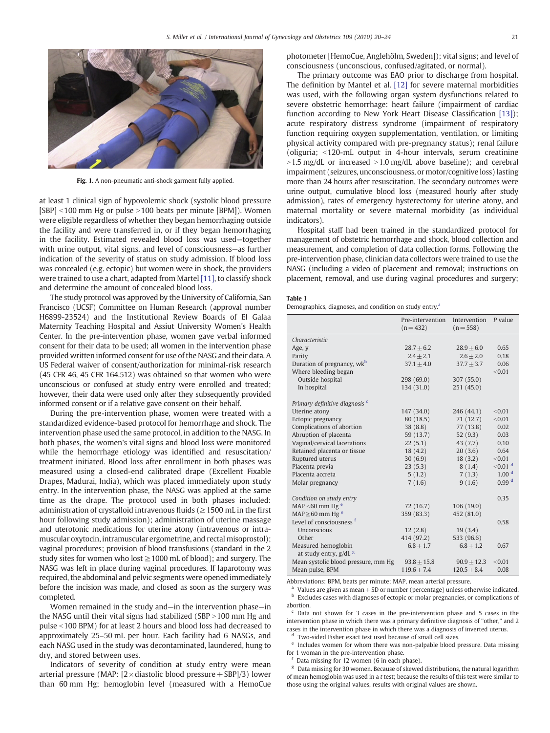Fig. 1. A non-pneumatic anti-shock garment fully applied.

at least 1 clinical sign of hypovolemic shock (systolic blood pressure [SBP] <100 mm Hg or pulse >100 beats per minute [BPM]). Women were eligible regardless of whether they began hemorrhaging outside the facility and were transferred in, or if they began hemorrhaging in the facility. Estimated revealed blood loss was used—together with urine output, vital signs, and level of consciousness—as further indication of the severity of status on study admission. If blood loss was concealed (e.g. ectopic) but women were in shock, the providers were trained to use a chart, adapted from Martel [11], to classify shock and determine the amount of concealed blood loss.

The study protocol was approved by the University of California, San Francisco (UCSF) Committee on Human Research (approval number H6899-23524) and the Institutional Review Boards of El Galaa Maternity Teaching Hospital and Assiut University Women's Health Center. In the pre-intervention phase, women gave verbal informed consent for their data to be used; all women in the intervention phase provided written informed consent for use of the NASG and their data. A US Federal waiver of consent/authorization for minimal-risk research (45 CFR 46, 45 CFR 164.512) was obtained so that women who were unconscious or confused at study entry were enrolled and treated; however, their data were used only after they subsequently provided informed consent or if a relative gave consent on their behalf.

During the pre-intervention phase, women were treated with a standardized evidence-based protocol for hemorrhage and shock. The intervention phase used the same protocol, in addition to the NASG. In both phases, the women's vital signs and blood loss were monitored while the hemorrhage etiology was identified and resuscitation/treatment initiated. Blood loss after enrollment in both phases was measured using a closed-end calibrated drape (Excellent Fixable Drapes, Madurai, India), which was placed immediately upon study entry. In the intervention phase, the NASG was applied at the same time as the drape. The protocol used in both phases included: administration of crystalloid intravenous fluids (≥1500 mL in the first hour following study admission); administration of uterine massage and uterotonic medications for uterine atony (intravenous or intramuscular oxytocin, intramuscular ergometrine, and rectal misoprostol); vaginal procedures; provision of blood transfusions (standard in the 2 study sites for women who lost ≥1000 mL of blood); and surgery. The NASG was left in place during vaginal procedures. If laparotomy was required, the abdominal and pelvic segments were opened immediately before the incision was made, and closed as soon as the surgery was completed.

Women remained in the study and—in the intervention phase—in the NASG until their vital signs had stabilized (SBP >100 mm Hg and pulse <100 BPM) for at least 2 hours and blood loss had decreased to approximately 25–50 mL per hour. Each facility had 6 NASGs, and each NASG used in the study was decontaminated, laundered, hung to dry, and stored between uses.

Indicators of severity of condition at study entry were mean arterial pressure (MAP: [2× diastolic blood pressure + SBP]/3) lower than 60 mm Hg; hemoglobin level (measured with a HemoCue photometer [HemoCue, Anglehölm, Sweden]); vital signs; and level of consciousness (unconscious, confused/agitated, or normal).

The primary outcome was EAO prior to discharge from hospital. The definition by Mantel et al. [12] for severe maternal morbidities was used, with the following organ system dysfunctions related to severe obstetric hemorrhage: heart failure (impairment of cardiac function according to New York Heart Disease Classification [13]); acute respiratory distress syndrome (impairment of respiratory function requiring oxygen supplementation, ventilation, or limiting physical activity compared with pre-pregnancy status); renal failure (oliguria; <120-mL output in 4-hour intervals, serum creatinine >1.5 mg/dL or increased >1.0 mg/dL above baseline); and cerebral impairment (seizures, unconsciousness, or motor/cognitive loss) lasting more than 24 hours after resuscitation. The secondary outcomes were urine output, cumulative blood loss (measured hourly after study admission), rates of emergency hysterectomy for uterine atony, and maternal mortality or severe maternal morbidity (as individual indicators).

Hospital staff had been trained in the standardized protocol for management of obstetric hemorrhage and shock, blood collection and measurement, and completion of data collection forms. Following the pre-intervention phase, clinician data collectors were trained to use the NASG (including a video of placement and removal; instructions on placement, removal, and use during vaginal procedures and surgery;

**Table 1**
Demographics, diagnoses, and condition on study entry.[a]

| | Pre-intervention (n = 432) | Intervention (n = 558) | P value |
|---|---|---|---|
| *Characteristic* | | | |
| Age, y | 28.7 ± 6.2 | 28.9 ± 6.0 | 0.65 |
| Parity | 2.4 ± 2.1 | 2.6 ± 2.0 | 0.18 |
| Duration of pregnancy, wk[b] | 37.1 ± 4.0 | 37.7 ± 3.7 | 0.06 |
| Where bleeding began | | | <0.01 |
| Outside hospital | 298 (69.0) | 307 (55.0) | |
| In hospital | 134 (31.0) | 251 (45.0) | |
| *Primary definitive diagnosis*[c] | | | |
| Uterine atony | 147 (34.0) | 246 (44.1) | <0.01 |
| Ectopic pregnancy | 80 (18.5) | 71 (12.7) | <0.01 |
| Complications of abortion | 38 (8.8) | 77 (13.8) | 0.02 |
| Abruption of placenta | 59 (13.7) | 52 (9.3) | 0.03 |
| Vaginal/cervical lacerations | 22 (5.1) | 43 (7.7) | 0.10 |
| Retained placenta or tissue | 18 (4.2) | 20 (3.6) | 0.64 |
| Ruptured uterus | 30 (6.9) | 18 (3.2) | <0.01 |
| Placenta previa | 23 (5.3) | 8 (1.4) | <0.01[d] |
| Placenta accreta | 5 (1.2) | 7 (1.3) | 1.00[d] |
| Molar pregnancy | 7 (1.6) | 9 (1.6) | 0.99[d] |
| *Condition on study entry* | | | 0.35 |
| MAP <60 mm Hg[e] | 72 (16.7) | 106 (19.0) | |
| MAP ≥60 mm Hg[e] | 359 (83.3) | 452 (81.0) | |
| Level of consciousness[f] | | | 0.58 |
| Unconscious | 12 (2.8) | 19 (3.4) | |
| Other | 414 (97.2) | 533 (96.6) | |
| Measured hemoglobin at study entry, g/dL[g] | 6.8 ± 1.7 | 6.8 ± 1.2 | 0.67 |
| Mean systolic blood pressure, mm Hg | 93.8 ± 15.8 | 90.9 ± 12.3 | <0.01 |
| Mean pulse, BPM | 119.6 ± 7.4 | 120.5 ± 8.4 | 0.08 |

Abbreviations: BPM, beats per minute; MAP, mean arterial pressure.
[a] Values are given as mean ± SD or number (percentage) unless otherwise indicated.
[b] Excludes cases with diagnoses of ectopic or molar pregnancies, or complications of abortion.
[c] Data not shown for 3 cases in the pre-intervention phase and 5 cases in the intervention phase in which there was a primary definitive diagnosis of "other," and 2 cases in the intervention phase in which there was a diagnosis of inverted uterus.
[d] Two-sided Fisher exact test used because of small cell sizes.
[e] Includes women for whom there was non-palpable blood pressure. Data missing for 1 woman in the pre-intervention phase.
[f] Data missing for 12 women (6 in each phase).
[g] Data missing for 30 women. Because of skewed distributions, the natural logarithm of mean hemoglobin was used in a *t* test; because the results of this test were similar to those using the original values, results with original values are shown.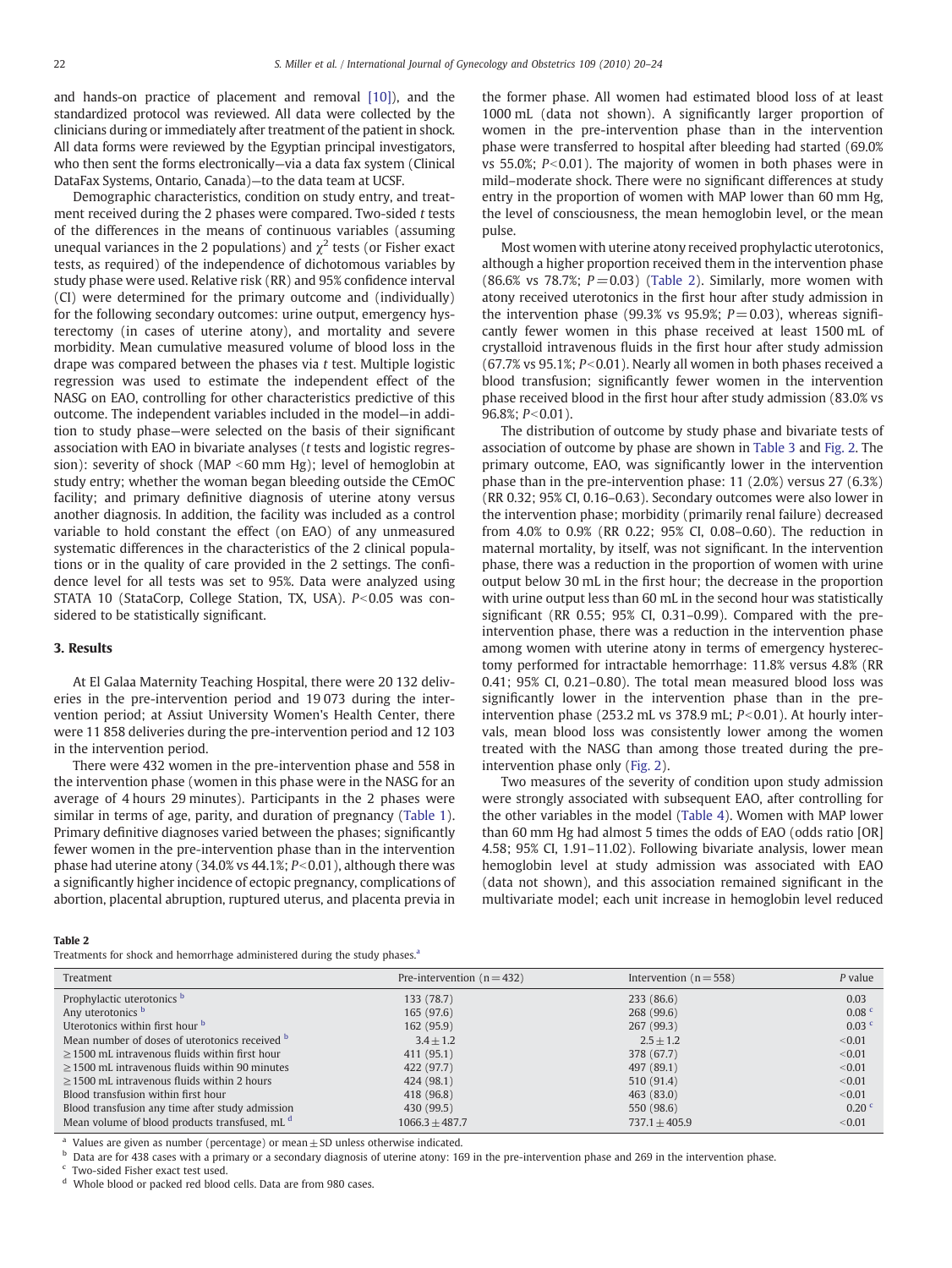and hands-on practice of placement and removal [10]), and the standardized protocol was reviewed. All data were collected by the clinicians during or immediately after treatment of the patient in shock. All data forms were reviewed by the Egyptian principal investigators, who then sent the forms electronically—via a data fax system (Clinical DataFax Systems, Ontario, Canada)—to the data team at UCSF.

Demographic characteristics, condition on study entry, and treatment received during the 2 phases were compared. Two-sided *t* tests of the differences in the means of continuous variables (assuming unequal variances in the 2 populations) and $\chi^2$ tests (or Fisher exact tests, as required) of the independence of dichotomous variables by study phase were used. Relative risk (RR) and 95% confidence interval (CI) were determined for the primary outcome and (individually) for the following secondary outcomes: urine output, emergency hysterectomy (in cases of uterine atony), and mortality and severe morbidity. Mean cumulative measured volume of blood loss in the drape was compared between the phases via *t* test. Multiple logistic regression was used to estimate the independent effect of the NASG on EAO, controlling for other characteristics predictive of this outcome. The independent variables included in the model—in addition to study phase—were selected on the basis of their significant association with EAO in bivariate analyses (*t* tests and logistic regression): severity of shock (MAP <60 mm Hg); level of hemoglobin at study entry; whether the woman began bleeding outside the CEmOC facility; and primary definitive diagnosis of uterine atony versus another diagnosis. In addition, the facility was included as a control variable to hold constant the effect (on EAO) of any unmeasured systematic differences in the characteristics of the 2 clinical populations or in the quality of care provided in the 2 settings. The confidence level for all tests was set to 95%. Data were analyzed using STATA 10 (StataCorp, College Station, TX, USA). $P<0.05$ was considered to be statistically significant.

## 3. Results

At El Galaa Maternity Teaching Hospital, there were 20 132 deliveries in the pre-intervention period and 19 073 during the intervention period; at Assiut University Women's Health Center, there were 11 858 deliveries during the pre-intervention period and 12 103 in the intervention period.

There were 432 women in the pre-intervention phase and 558 in the intervention phase (women in this phase were in the NASG for an average of 4 hours 29 minutes). Participants in the 2 phases were similar in terms of age, parity, and duration of pregnancy (Table 1). Primary definitive diagnoses varied between the phases; significantly fewer women in the pre-intervention phase than in the intervention phase had uterine atony (34.0% vs 44.1%; $P<0.01$), although there was a significantly higher incidence of ectopic pregnancy, complications of abortion, placental abruption, ruptured uterus, and placenta previa in the former phase. All women had estimated blood loss of at least 1000 mL (data not shown). A significantly larger proportion of women in the pre-intervention phase than in the intervention phase were transferred to hospital after bleeding had started (69.0% vs 55.0%; $P<0.01$). The majority of women in both phases were in mild–moderate shock. There were no significant differences at study entry in the proportion of women with MAP lower than 60 mm Hg, the level of consciousness, the mean hemoglobin level, or the mean pulse.

Most women with uterine atony received prophylactic uterotonics, although a higher proportion received them in the intervention phase (86.6% vs 78.7%; $P=0.03$) (Table 2). Similarly, more women with atony received uterotonics in the first hour after study admission in the intervention phase (99.3% vs 95.9%; $P=0.03$), whereas significantly fewer women in this phase received at least 1500 mL of crystalloid intravenous fluids in the first hour after study admission (67.7% vs 95.1%; $P<0.01$). Nearly all women in both phases received a blood transfusion; significantly fewer women in the intervention phase received blood in the first hour after study admission (83.0% vs 96.8%; $P<0.01$).

The distribution of outcome by study phase and bivariate tests of association of outcome by phase are shown in Table 3 and Fig. 2. The primary outcome, EAO, was significantly lower in the intervention phase than in the pre-intervention phase: 11 (2.0%) versus 27 (6.3%) (RR 0.32; 95% CI, 0.16–0.63). Secondary outcomes were also lower in the intervention phase; morbidity (primarily renal failure) decreased from 4.0% to 0.9% (RR 0.22; 95% CI, 0.08–0.60). The reduction in maternal mortality, by itself, was not significant. In the intervention phase, there was a reduction in the proportion of women with urine output below 30 mL in the first hour; the decrease in the proportion with urine output less than 60 mL in the second hour was statistically significant (RR 0.55; 95% CI, 0.31–0.99). Compared with the pre-intervention phase, there was a reduction in the intervention phase among women with uterine atony in terms of emergency hysterectomy performed for intractable hemorrhage: 11.8% versus 4.8% (RR 0.41; 95% CI, 0.21–0.80). The total mean measured blood loss was significantly lower in the intervention phase than in the pre-intervention phase (253.2 mL vs 378.9 mL; $P<0.01$). At hourly intervals, mean blood loss was consistently lower among the women treated with the NASG than among those treated during the pre-intervention phase only (Fig. 2).

Two measures of the severity of condition upon study admission were strongly associated with subsequent EAO, after controlling for the other variables in the model (Table 4). Women with MAP lower than 60 mm Hg had almost 5 times the odds of EAO (odds ratio [OR] 4.58; 95% CI, 1.91–11.02). Following bivariate analysis, lower mean hemoglobin level at study admission was associated with EAO (data not shown), and this association remained significant in the multivariate model; each unit increase in hemoglobin level reduced

**Table 2**
Treatments for shock and hemorrhage administered during the study phases.[a]

| Treatment | Pre-intervention (n = 432) | Intervention (n = 558) | *P* value |
|---|---|---|---|
| Prophylactic uterotonics [b] | 133 (78.7) | 233 (86.6) | 0.03 |
| Any uterotonics [b] | 165 (97.6) | 268 (99.6) | 0.08 [c] |
| Uterotonics within first hour [b] | 162 (95.9) | 267 (99.3) | 0.03 [c] |
| Mean number of doses of uterotonics received [b] | 3.4 ± 1.2 | 2.5 ± 1.2 | <0.01 |
| ≥1500 mL intravenous fluids within first hour | 411 (95.1) | 378 (67.7) | <0.01 |
| ≥1500 mL intravenous fluids within 90 minutes | 422 (97.7) | 497 (89.1) | <0.01 |
| ≥1500 mL intravenous fluids within 2 hours | 424 (98.1) | 510 (91.4) | <0.01 |
| Blood transfusion within first hour | 418 (96.8) | 463 (83.0) | <0.01 |
| Blood transfusion any time after study admission | 430 (99.5) | 550 (98.6) | 0.20 [c] |
| Mean volume of blood products transfused, mL [d] | 1066.3 ± 487.7 | 737.1 ± 405.9 | <0.01 |

[a] Values are given as number (percentage) or mean ± SD unless otherwise indicated.
[b] Data are for 438 cases with a primary or a secondary diagnosis of uterine atony: 169 in the pre-intervention phase and 269 in the intervention phase.
[c] Two-sided Fisher exact test used.
[d] Whole blood or packed red blood cells. Data are from 980 cases.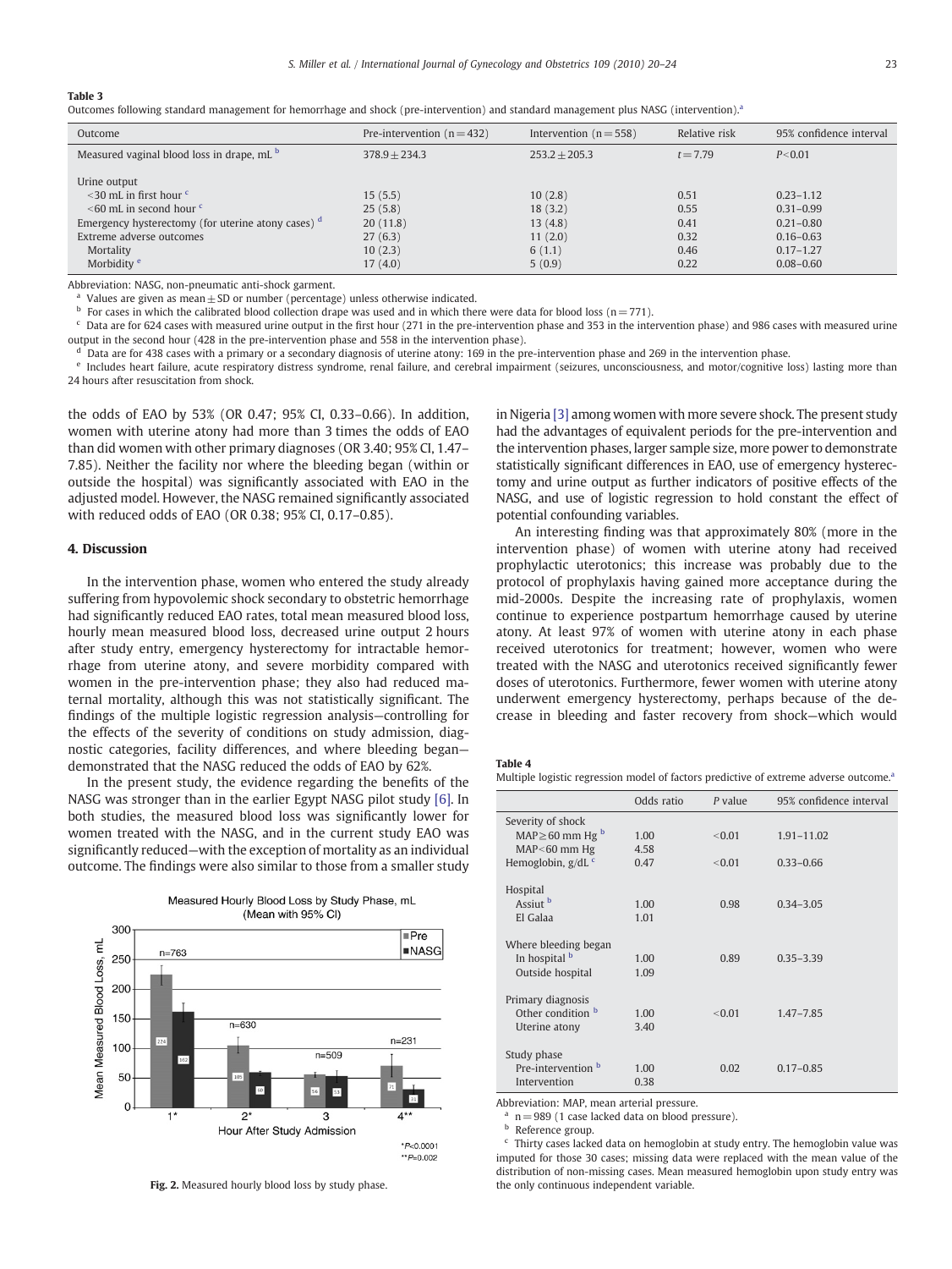**Table 3**
Outcomes following standard management for hemorrhage and shock (pre-intervention) and standard management plus NASG (intervention).[a]

| Outcome | Pre-intervention (n = 432) | Intervention (n = 558) | Relative risk | 95% confidence interval |
|---|---|---|---|---|
| Measured vaginal blood loss in drape, mL [b] | 378.9 ± 234.3 | 253.2 ± 205.3 | t = 7.79 | P < 0.01 |
| Urine output | | | | |
| <30 mL in first hour [c] | 15 (5.5) | 10 (2.8) | 0.51 | 0.23–1.12 |
| <60 mL in second hour [c] | 25 (5.8) | 18 (3.2) | 0.55 | 0.31–0.99 |
| Emergency hysterectomy (for uterine atony cases) [d] | 20 (11.8) | 13 (4.8) | 0.41 | 0.21–0.80 |
| Extreme adverse outcomes | 27 (6.3) | 11 (2.0) | 0.32 | 0.16–0.63 |
| Mortality | 10 (2.3) | 6 (1.1) | 0.46 | 0.17–1.27 |
| Morbidity [e] | 17 (4.0) | 5 (0.9) | 0.22 | 0.08–0.60 |

Abbreviation: NASG, non-pneumatic anti-shock garment.
[a] Values are given as mean ± SD or number (percentage) unless otherwise indicated.
[b] For cases in which the calibrated blood collection drape was used and in which there were data for blood loss (n = 771).
[c] Data are for 624 cases with measured urine output in the first hour (271 in the pre-intervention phase and 353 in the intervention phase) and 986 cases with measured urine output in the second hour (428 in the pre-intervention phase and 558 in the intervention phase).
[d] Data are for 438 cases with a primary or a secondary diagnosis of uterine atony: 169 in the pre-intervention phase and 269 in the intervention phase.
[e] Includes heart failure, acute respiratory distress syndrome, renal failure, and cerebral impairment (seizures, unconsciousness, and motor/cognitive loss) lasting more than 24 hours after resuscitation from shock.

the odds of EAO by 53% (OR 0.47; 95% CI, 0.33–0.66). In addition, women with uterine atony had more than 3 times the odds of EAO than did women with other primary diagnoses (OR 3.40; 95% CI, 1.47–7.85). Neither the facility nor where the bleeding began (within or outside the hospital) was significantly associated with EAO in the adjusted model. However, the NASG remained significantly associated with reduced odds of EAO (OR 0.38; 95% CI, 0.17–0.85).

## 4. Discussion

In the intervention phase, women who entered the study already suffering from hypovolemic shock secondary to obstetric hemorrhage had significantly reduced EAO rates, total mean measured blood loss, hourly mean measured blood loss, decreased urine output 2 hours after study entry, emergency hysterectomy for intractable hemorrhage from uterine atony, and severe morbidity compared with women in the pre-intervention phase; they also had reduced maternal mortality, although this was not statistically significant. The findings of the multiple logistic regression analysis—controlling for the effects of the severity of conditions on study admission, diagnostic categories, facility differences, and where bleeding began—demonstrated that the NASG reduced the odds of EAO by 62%.

In the present study, the evidence regarding the benefits of the NASG was stronger than in the earlier Egypt NASG pilot study [6]. In both studies, the measured blood loss was significantly lower for women treated with the NASG, and in the current study EAO was significantly reduced—with the exception of mortality as an individual outcome. The findings were also similar to those from a smaller study in Nigeria [3] among women with more severe shock. The present study had the advantages of equivalent periods for the pre-intervention and the intervention phases, larger sample size, more power to demonstrate statistically significant differences in EAO, use of emergency hysterectomy and urine output as further indicators of positive effects of the NASG, and use of logistic regression to hold constant the effect of potential confounding variables.

An interesting finding was that approximately 80% (more in the intervention phase) of women with uterine atony had received prophylactic uterotonics; this increase was probably due to the protocol of prophylaxis having gained more acceptance during the mid-2000s. Despite the increasing rate of prophylaxis, women continue to experience postpartum hemorrhage caused by uterine atony. At least 97% of women with uterine atony in each phase received uterotonics for treatment; however, women who were treated with the NASG and uterotonics received significantly fewer doses of uterotonics. Furthermore, fewer women with uterine atony underwent emergency hysterectomy, perhaps because of the decrease in bleeding and faster recovery from shock—which would

**Fig. 2.** Measured hourly blood loss by study phase.

**Table 4**
Multiple logistic regression model of factors predictive of extreme adverse outcome.[a]

| | Odds ratio | P value | 95% confidence interval |
|---|---|---|---|
| Severity of shock | | | |
| MAP ≥ 60 mm Hg [b] | 1.00 | <0.01 | 1.91–11.02 |
| MAP < 60 mm Hg | 4.58 | | |
| Hemoglobin, g/dL [c] | 0.47 | <0.01 | 0.33–0.66 |
| Hospital | | | |
| Assiut [b] | 1.00 | 0.98 | 0.34–3.05 |
| El Galaa | 1.01 | | |
| Where bleeding began | | | |
| In hospital [b] | 1.00 | 0.89 | 0.35–3.39 |
| Outside hospital | 1.09 | | |
| Primary diagnosis | | | |
| Other condition [b] | 1.00 | <0.01 | 1.47–7.85 |
| Uterine atony | 3.40 | | |
| Study phase | | | |
| Pre-intervention [b] | 1.00 | 0.02 | 0.17–0.85 |
| Intervention | 0.38 | | |

Abbreviation: MAP, mean arterial pressure.
[a] n = 989 (1 case lacked data on blood pressure).
[b] Reference group.
[c] Thirty cases lacked data on hemoglobin at study entry. The hemoglobin value was imputed for those 30 cases; missing data were replaced with the mean value of the distribution of non-missing cases. Mean measured hemoglobin upon study entry was the only continuous independent variable.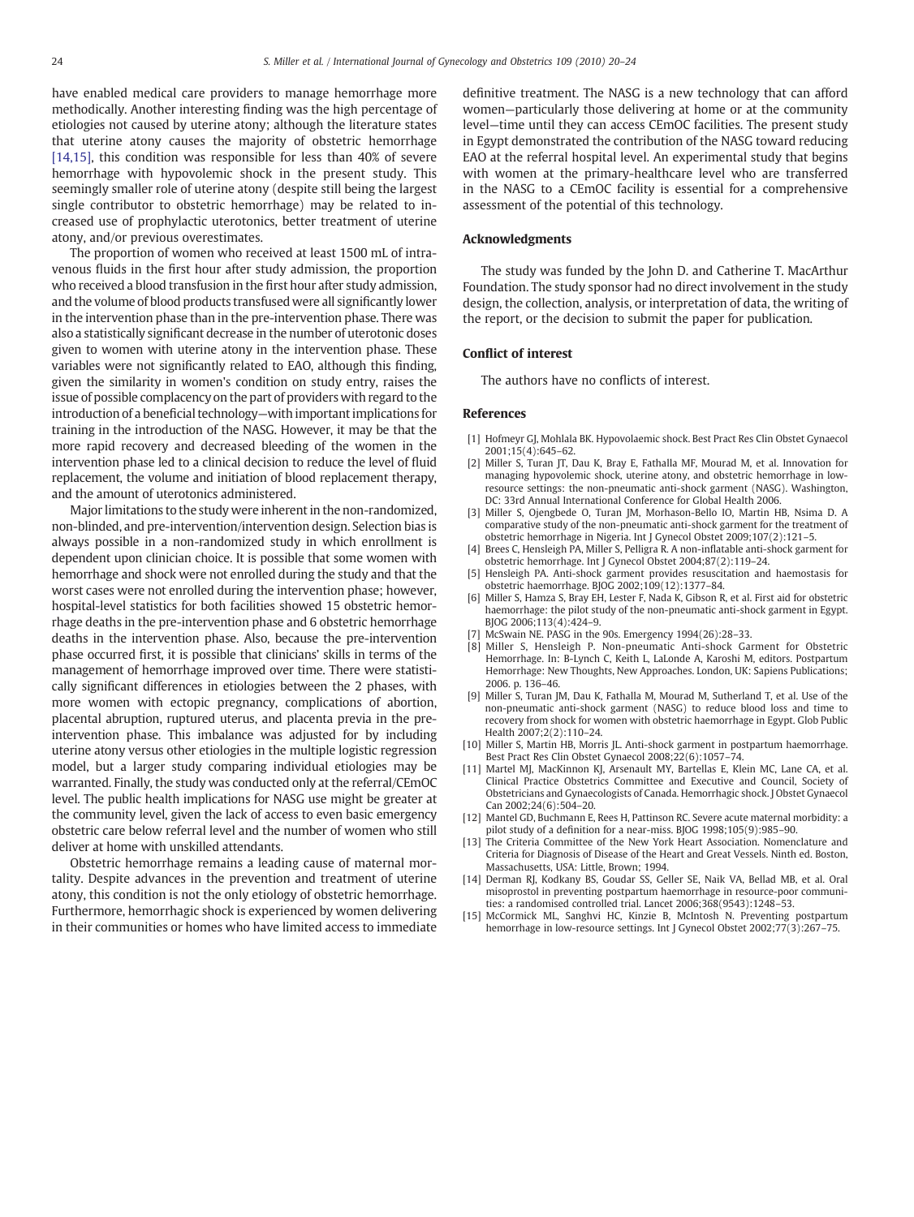have enabled medical care providers to manage hemorrhage more methodically. Another interesting finding was the high percentage of etiologies not caused by uterine atony; although the literature states that uterine atony causes the majority of obstetric hemorrhage [14,15], this condition was responsible for less than 40% of severe hemorrhage with hypovolemic shock in the present study. This seemingly smaller role of uterine atony (despite still being the largest single contributor to obstetric hemorrhage) may be related to increased use of prophylactic uterotonics, better treatment of uterine atony, and/or previous overestimates.

The proportion of women who received at least 1500 mL of intravenous fluids in the first hour after study admission, the proportion who received a blood transfusion in the first hour after study admission, and the volume of blood products transfused were all significantly lower in the intervention phase than in the pre-intervention phase. There was also a statistically significant decrease in the number of uterotonic doses given to women with uterine atony in the intervention phase. These variables were not significantly related to EAO, although this finding, given the similarity in women's condition on study entry, raises the issue of possible complacency on the part of providers with regard to the introduction of a beneficial technology—with important implications for training in the introduction of the NASG. However, it may be that the more rapid recovery and decreased bleeding of the women in the intervention phase led to a clinical decision to reduce the level of fluid replacement, the volume and initiation of blood replacement therapy, and the amount of uterotonics administered.

Major limitations to the study were inherent in the non-randomized, non-blinded, and pre-intervention/intervention design. Selection bias is always possible in a non-randomized study in which enrollment is dependent upon clinician choice. It is possible that some women with hemorrhage and shock were not enrolled during the study and that the worst cases were not enrolled during the intervention phase; however, hospital-level statistics for both facilities showed 15 obstetric hemorrhage deaths in the pre-intervention phase and 6 obstetric hemorrhage deaths in the intervention phase. Also, because the pre-intervention phase occurred first, it is possible that clinicians' skills in terms of the management of hemorrhage improved over time. There were statistically significant differences in etiologies between the 2 phases, with more women with ectopic pregnancy, complications of abortion, placental abruption, ruptured uterus, and placenta previa in the pre-intervention phase. This imbalance was adjusted for by including uterine atony versus other etiologies in the multiple logistic regression model, but a larger study comparing individual etiologies may be warranted. Finally, the study was conducted only at the referral/CEmOC level. The public health implications for NASG use might be greater at the community level, given the lack of access to even basic emergency obstetric care below referral level and the number of women who still deliver at home with unskilled attendants.

Obstetric hemorrhage remains a leading cause of maternal mortality. Despite advances in the prevention and treatment of uterine atony, this condition is not the only etiology of obstetric hemorrhage. Furthermore, hemorrhagic shock is experienced by women delivering in their communities or homes who have limited access to immediate definitive treatment. The NASG is a new technology that can afford women—particularly those delivering at home or at the community level—time until they can access CEmOC facilities. The present study in Egypt demonstrated the contribution of the NASG toward reducing EAO at the referral hospital level. An experimental study that begins with women at the primary-healthcare level who are transferred in the NASG to a CEmOC facility is essential for a comprehensive assessment of the potential of this technology.

## Acknowledgments

The study was funded by the John D. and Catherine T. MacArthur Foundation. The study sponsor had no direct involvement in the study design, the collection, analysis, or interpretation of data, the writing of the report, or the decision to submit the paper for publication.

## Conflict of interest

The authors have no conflicts of interest.

## References

[1] Hofmeyr GJ, Mohlala BK. Hypovolaemic shock. Best Pract Res Clin Obstet Gynaecol 2001;15(4):645–62.

[2] Miller S, Turan JT, Dau K, Bray E, Fathalla MF, Mourad M, et al. Innovation for managing hypovolemic shock, uterine atony, and obstetric hemorrhage in low-resource settings: the non-pneumatic anti-shock garment (NASG). Washington, DC: 33rd Annual International Conference for Global Health 2006.

[3] Miller S, Ojengbede O, Turan JM, Morhason-Bello IO, Martin HB, Nsima D. A comparative study of the non-pneumatic anti-shock garment for the treatment of obstetric hemorrhage in Nigeria. Int J Gynecol Obstet 2009;107(2):121–5.

[4] Brees C, Hensleigh PA, Miller S, Pelligra R. A non-inflatable anti-shock garment for obstetric hemorrhage. Int J Gynecol Obstet 2004;87(2):119–24.

[5] Hensleigh PA. Anti-shock garment provides resuscitation and haemostasis for obstetric haemorrhage. BJOG 2002;109(12):1377–84.

[6] Miller S, Hamza S, Bray EH, Lester F, Nada K, Gibson R, et al. First aid for obstetric haemorrhage: the pilot study of the non-pneumatic anti-shock garment in Egypt. BJOG 2006;113(4):424–9.

[7] McSwain NE. PASG in the 90s. Emergency 1994(26):28–33.

[8] Miller S, Hensleigh P. Non-pneumatic Anti-shock Garment for Obstetric Hemorrhage. In: B-Lynch C, Keith L, LaLonde A, Karoshi M, editors. Postpartum Hemorrhage: New Thoughts, New Approaches. London, UK: Sapiens Publications; 2006. p. 136–46.

[9] Miller S, Turan JM, Dau K, Fathalla M, Mourad M, Sutherland T, et al. Use of the non-pneumatic anti-shock garment (NASG) to reduce blood loss and time to recovery from shock for women with obstetric haemorrhage in Egypt. Glob Public Health 2007;2(2):110–24.

[10] Miller S, Martin HB, Morris JL. Anti-shock garment in postpartum haemorrhage. Best Pract Res Clin Obstet Gynaecol 2008;22(6):1057–74.

[11] Martel MJ, MacKinnon KJ, Arsenault MY, Bartellas E, Klein MC, Lane CA, et al. Clinical Practice Obstetrics Committee and Executive and Council, Society of Obstetricians and Gynaecologists of Canada. Hemorrhagic shock. J Obstet Gynaecol Can 2002;24(6):504–20.

[12] Mantel GD, Buchmann E, Rees H, Pattinson RC. Severe acute maternal morbidity: a pilot study of a definition for a near-miss. BJOG 1998;105(9):985–90.

[13] The Criteria Committee of the New York Heart Association. Nomenclature and Criteria for Diagnosis of Disease of the Heart and Great Vessels. Ninth ed. Boston, Massachusetts, USA: Little, Brown; 1994.

[14] Derman RJ, Kodkany BS, Goudar SS, Geller SE, Naik VA, Bellad MB, et al. Oral misoprostol in preventing postpartum haemorrhage in resource-poor communities: a randomised controlled trial. Lancet 2006;368(9543):1248–53.

[15] McCormick ML, Sanghvi HC, Kinzie B, McIntosh N. Preventing postpartum hemorrhage in low-resource settings. Int J Gynecol Obstet 2002;77(3):267–75.